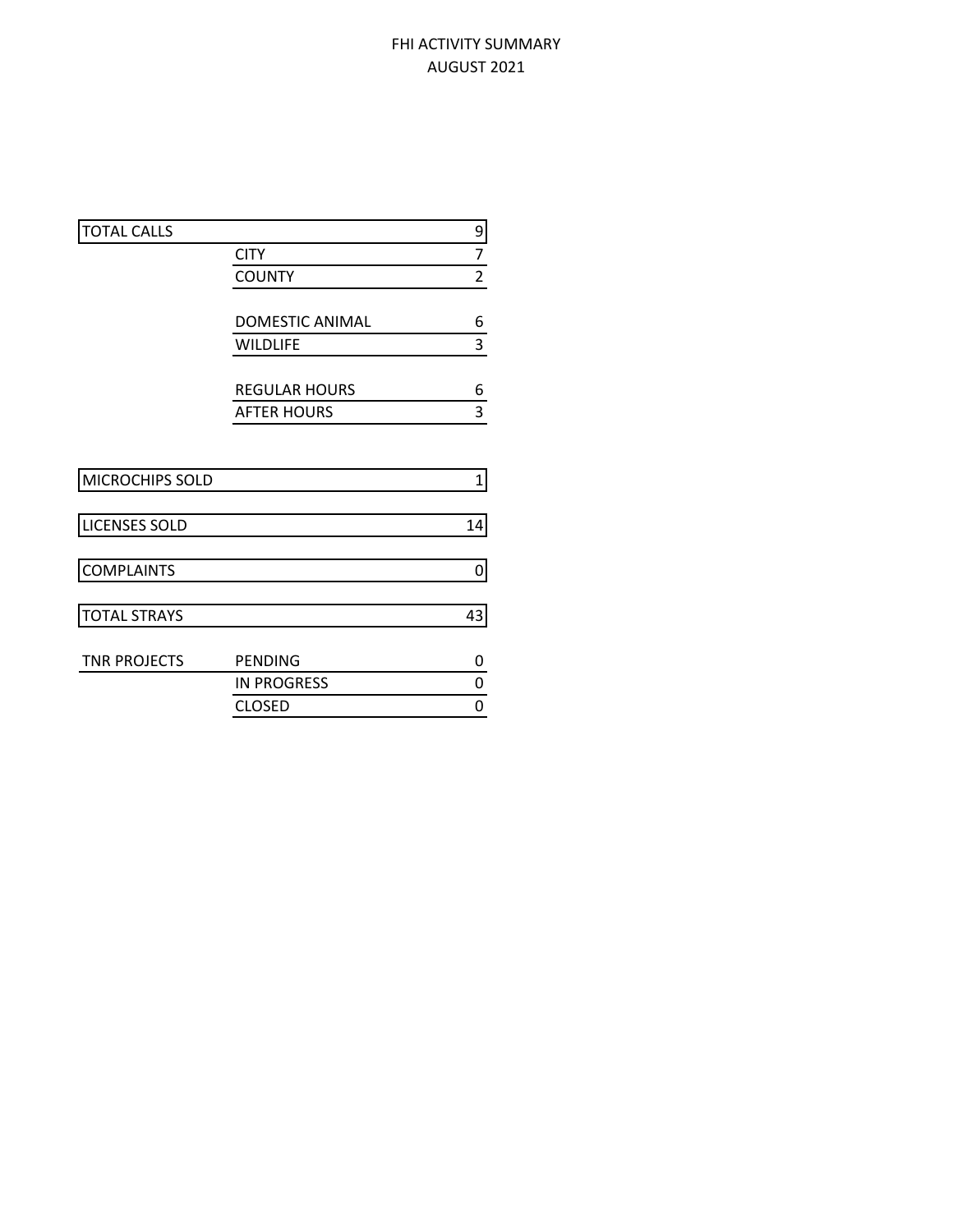# FHI ACTIVITY SUMMARY
## AUGUST 2021

| | | |
|---|---|---|
| TOTAL CALLS | | 9 |
| | CITY | 7 |
| | COUNTY | 2 |
| | | |
| | DOMESTIC ANIMAL | 6 |
| | WILDLIFE | 3 |
| | | |
| | REGULAR HOURS | 6 |
| | AFTER HOURS | 3 |
| | | |
| MICROCHIPS SOLD | | 1 |
| | | |
| LICENSES SOLD | | 14 |
| | | |
| COMPLAINTS | | 0 |
| | | |
| TOTAL STRAYS | | 43 |
| | | |
| TNR PROJECTS | PENDING | 0 |
| | IN PROGRESS | 0 |
| | CLOSED | 0 |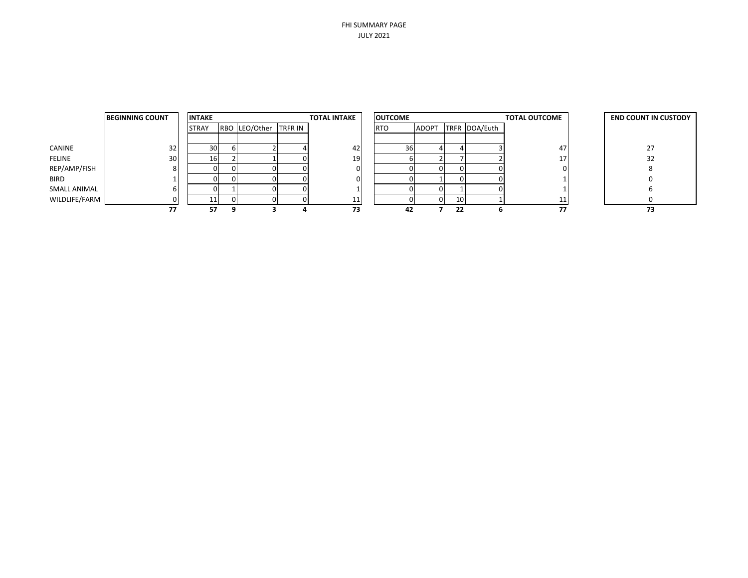FHI SUMMARY PAGE
JULY 2021

| | BEGINNING COUNT | INTAKE | | | | TOTAL INTAKE | OUTCOME | | | | TOTAL OUTCOME | END COUNT IN CUSTODY |
|---|---|---|---|---|---|---|---|---|---|---|---|---|
| | | STRAY | RBO | LEO/Other | TRFR IN | | RTO | ADOPT | TRFR | DOA/Euth | | |
| CANINE | 32 | 30 | 6 | 2 | 4 | 42 | 36 | 4 | 4 | 3 | 47 | 27 |
| FELINE | 30 | 16 | 2 | 1 | 0 | 19 | 6 | 2 | 7 | 2 | 17 | 32 |
| REP/AMP/FISH | 8 | 0 | 0 | 0 | 0 | 0 | 0 | 0 | 0 | 0 | 0 | 8 |
| BIRD | 1 | 0 | 0 | 0 | 0 | 0 | 0 | 1 | 0 | 0 | 1 | 0 |
| SMALL ANIMAL | 6 | 0 | 1 | 0 | 0 | 1 | 0 | 0 | 1 | 0 | 1 | 6 |
| WILDLIFE/FARM | 0 | 11 | 0 | 0 | 0 | 11 | 0 | 0 | 10 | 1 | 11 | 0 |
| | **77** | **57** | **9** | **3** | **4** | **73** | **42** | **7** | **22** | **6** | **77** | **73** |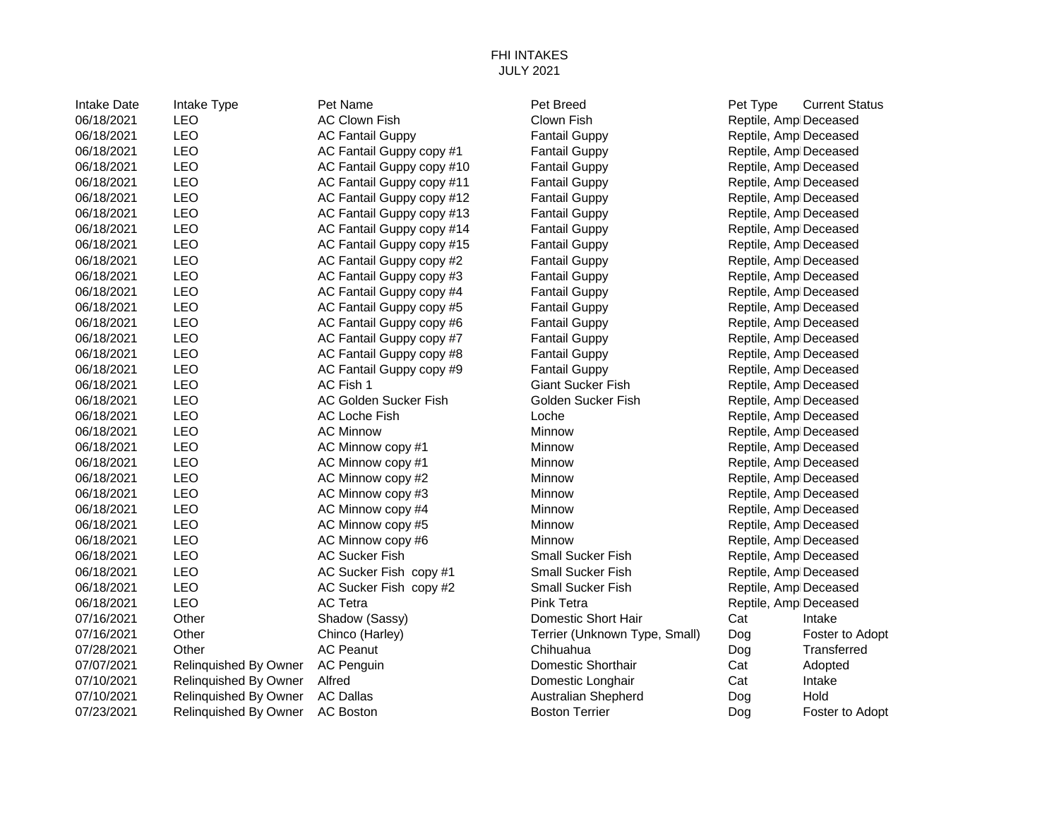FHI INTAKES
JULY 2021

| Intake Date | Intake Type | Pet Name | Pet Breed | Pet Type | Current Status |
|---|---|---|---|---|---|
| 06/18/2021 | LEO | AC Clown Fish | Clown Fish | Reptile, Amp | Deceased |
| 06/18/2021 | LEO | AC Fantail Guppy | Fantail Guppy | Reptile, Amp | Deceased |
| 06/18/2021 | LEO | AC Fantail Guppy copy #1 | Fantail Guppy | Reptile, Amp | Deceased |
| 06/18/2021 | LEO | AC Fantail Guppy copy #10 | Fantail Guppy | Reptile, Amp | Deceased |
| 06/18/2021 | LEO | AC Fantail Guppy copy #11 | Fantail Guppy | Reptile, Amp | Deceased |
| 06/18/2021 | LEO | AC Fantail Guppy copy #12 | Fantail Guppy | Reptile, Amp | Deceased |
| 06/18/2021 | LEO | AC Fantail Guppy copy #13 | Fantail Guppy | Reptile, Amp | Deceased |
| 06/18/2021 | LEO | AC Fantail Guppy copy #14 | Fantail Guppy | Reptile, Amp | Deceased |
| 06/18/2021 | LEO | AC Fantail Guppy copy #15 | Fantail Guppy | Reptile, Amp | Deceased |
| 06/18/2021 | LEO | AC Fantail Guppy copy #2 | Fantail Guppy | Reptile, Amp | Deceased |
| 06/18/2021 | LEO | AC Fantail Guppy copy #3 | Fantail Guppy | Reptile, Amp | Deceased |
| 06/18/2021 | LEO | AC Fantail Guppy copy #4 | Fantail Guppy | Reptile, Amp | Deceased |
| 06/18/2021 | LEO | AC Fantail Guppy copy #5 | Fantail Guppy | Reptile, Amp | Deceased |
| 06/18/2021 | LEO | AC Fantail Guppy copy #6 | Fantail Guppy | Reptile, Amp | Deceased |
| 06/18/2021 | LEO | AC Fantail Guppy copy #7 | Fantail Guppy | Reptile, Amp | Deceased |
| 06/18/2021 | LEO | AC Fantail Guppy copy #8 | Fantail Guppy | Reptile, Amp | Deceased |
| 06/18/2021 | LEO | AC Fantail Guppy copy #9 | Fantail Guppy | Reptile, Amp | Deceased |
| 06/18/2021 | LEO | AC Fish 1 | Giant Sucker Fish | Reptile, Amp | Deceased |
| 06/18/2021 | LEO | AC Golden Sucker Fish | Golden Sucker Fish | Reptile, Amp | Deceased |
| 06/18/2021 | LEO | AC Loche Fish | Loche | Reptile, Amp | Deceased |
| 06/18/2021 | LEO | AC Minnow | Minnow | Reptile, Amp | Deceased |
| 06/18/2021 | LEO | AC Minnow copy #1 | Minnow | Reptile, Amp | Deceased |
| 06/18/2021 | LEO | AC Minnow copy #1 | Minnow | Reptile, Amp | Deceased |
| 06/18/2021 | LEO | AC Minnow copy #2 | Minnow | Reptile, Amp | Deceased |
| 06/18/2021 | LEO | AC Minnow copy #3 | Minnow | Reptile, Amp | Deceased |
| 06/18/2021 | LEO | AC Minnow copy #4 | Minnow | Reptile, Amp | Deceased |
| 06/18/2021 | LEO | AC Minnow copy #5 | Minnow | Reptile, Amp | Deceased |
| 06/18/2021 | LEO | AC Minnow copy #6 | Minnow | Reptile, Amp | Deceased |
| 06/18/2021 | LEO | AC Sucker Fish | Small Sucker Fish | Reptile, Amp | Deceased |
| 06/18/2021 | LEO | AC Sucker Fish copy #1 | Small Sucker Fish | Reptile, Amp | Deceased |
| 06/18/2021 | LEO | AC Sucker Fish copy #2 | Small Sucker Fish | Reptile, Amp | Deceased |
| 06/18/2021 | LEO | AC Tetra | Pink Tetra | Reptile, Amp | Deceased |
| 07/16/2021 | Other | Shadow (Sassy) | Domestic Short Hair | Cat | Intake |
| 07/16/2021 | Other | Chinco (Harley) | Terrier (Unknown Type, Small) | Dog | Foster to Adopt |
| 07/28/2021 | Other | AC Peanut | Chihuahua | Dog | Transferred |
| 07/07/2021 | Relinquished By Owner | AC Penguin | Domestic Shorthair | Cat | Adopted |
| 07/10/2021 | Relinquished By Owner | Alfred | Domestic Longhair | Cat | Intake |
| 07/10/2021 | Relinquished By Owner | AC Dallas | Australian Shepherd | Dog | Hold |
| 07/23/2021 | Relinquished By Owner | AC Boston | Boston Terrier | Dog | Foster to Adopt |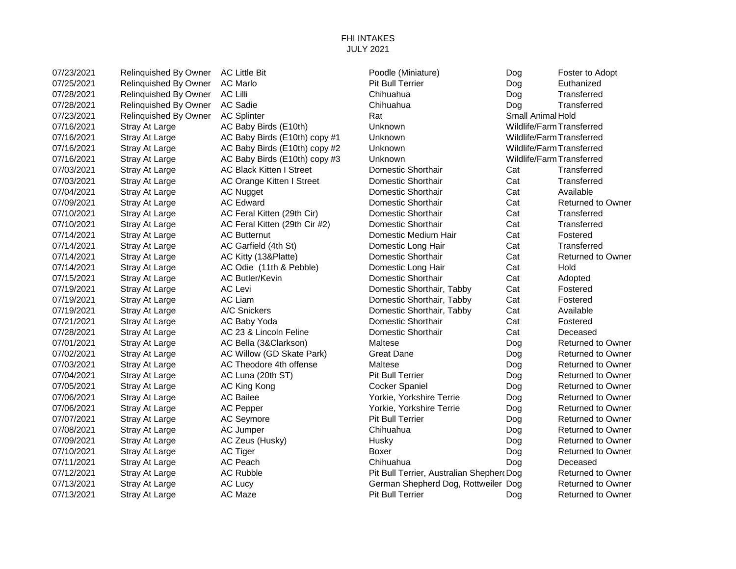FHI INTAKES
JULY 2021

| Date | Intake Type | Name | Breed | Species | Outcome |
|---|---|---|---|---|---|
| 07/23/2021 | Relinquished By Owner | AC Little Bit | Poodle (Miniature) | Dog | Foster to Adopt |
| 07/25/2021 | Relinquished By Owner | AC Marlo | Pit Bull Terrier | Dog | Euthanized |
| 07/28/2021 | Relinquished By Owner | AC Lilli | Chihuahua | Dog | Transferred |
| 07/28/2021 | Relinquished By Owner | AC Sadie | Chihuahua | Dog | Transferred |
| 07/23/2021 | Relinquished By Owner | AC Splinter | Rat | Small Animal | Hold |
| 07/16/2021 | Stray At Large | AC Baby Birds (E10th) | Unknown | Wildlife/Farm | Transferred |
| 07/16/2021 | Stray At Large | AC Baby Birds (E10th) copy #1 | Unknown | Wildlife/Farm | Transferred |
| 07/16/2021 | Stray At Large | AC Baby Birds (E10th) copy #2 | Unknown | Wildlife/Farm | Transferred |
| 07/16/2021 | Stray At Large | AC Baby Birds (E10th) copy #3 | Unknown | Wildlife/Farm | Transferred |
| 07/03/2021 | Stray At Large | AC Black Kitten I Street | Domestic Shorthair | Cat | Transferred |
| 07/03/2021 | Stray At Large | AC Orange Kitten I Street | Domestic Shorthair | Cat | Transferred |
| 07/04/2021 | Stray At Large | AC Nugget | Domestic Shorthair | Cat | Available |
| 07/09/2021 | Stray At Large | AC Edward | Domestic Shorthair | Cat | Returned to Owner |
| 07/10/2021 | Stray At Large | AC Feral Kitten (29th Cir) | Domestic Shorthair | Cat | Transferred |
| 07/10/2021 | Stray At Large | AC Feral Kitten (29th Cir #2) | Domestic Shorthair | Cat | Transferred |
| 07/14/2021 | Stray At Large | AC Butternut | Domestic Medium Hair | Cat | Fostered |
| 07/14/2021 | Stray At Large | AC Garfield (4th St) | Domestic Long Hair | Cat | Transferred |
| 07/14/2021 | Stray At Large | AC Kitty (13&Platte) | Domestic Shorthair | Cat | Returned to Owner |
| 07/14/2021 | Stray At Large | AC Odie (11th & Pebble) | Domestic Long Hair | Cat | Hold |
| 07/15/2021 | Stray At Large | AC Butler/Kevin | Domestic Shorthair | Cat | Adopted |
| 07/19/2021 | Stray At Large | AC Levi | Domestic Shorthair, Tabby | Cat | Fostered |
| 07/19/2021 | Stray At Large | AC Liam | Domestic Shorthair, Tabby | Cat | Fostered |
| 07/19/2021 | Stray At Large | A/C Snickers | Domestic Shorthair, Tabby | Cat | Available |
| 07/21/2021 | Stray At Large | AC Baby Yoda | Domestic Shorthair | Cat | Fostered |
| 07/28/2021 | Stray At Large | AC 23 & Lincoln Feline | Domestic Shorthair | Cat | Deceased |
| 07/01/2021 | Stray At Large | AC Bella (3&Clarkson) | Maltese | Dog | Returned to Owner |
| 07/02/2021 | Stray At Large | AC Willow (GD Skate Park) | Great Dane | Dog | Returned to Owner |
| 07/03/2021 | Stray At Large | AC Theodore 4th offense | Maltese | Dog | Returned to Owner |
| 07/04/2021 | Stray At Large | AC Luna (20th ST) | Pit Bull Terrier | Dog | Returned to Owner |
| 07/05/2021 | Stray At Large | AC King Kong | Cocker Spaniel | Dog | Returned to Owner |
| 07/06/2021 | Stray At Large | AC Bailee | Yorkie, Yorkshire Terrie | Dog | Returned to Owner |
| 07/06/2021 | Stray At Large | AC Pepper | Yorkie, Yorkshire Terrie | Dog | Returned to Owner |
| 07/07/2021 | Stray At Large | AC Seymore | Pit Bull Terrier | Dog | Returned to Owner |
| 07/08/2021 | Stray At Large | AC Jumper | Chihuahua | Dog | Returned to Owner |
| 07/09/2021 | Stray At Large | AC Zeus (Husky) | Husky | Dog | Returned to Owner |
| 07/10/2021 | Stray At Large | AC Tiger | Boxer | Dog | Returned to Owner |
| 07/11/2021 | Stray At Large | AC Peach | Chihuahua | Dog | Deceased |
| 07/12/2021 | Stray At Large | AC Rubble | Pit Bull Terrier, Australian Shepherd | Dog | Returned to Owner |
| 07/13/2021 | Stray At Large | AC Lucy | German Shepherd Dog, Rottweiler | Dog | Returned to Owner |
| 07/13/2021 | Stray At Large | AC Maze | Pit Bull Terrier | Dog | Returned to Owner |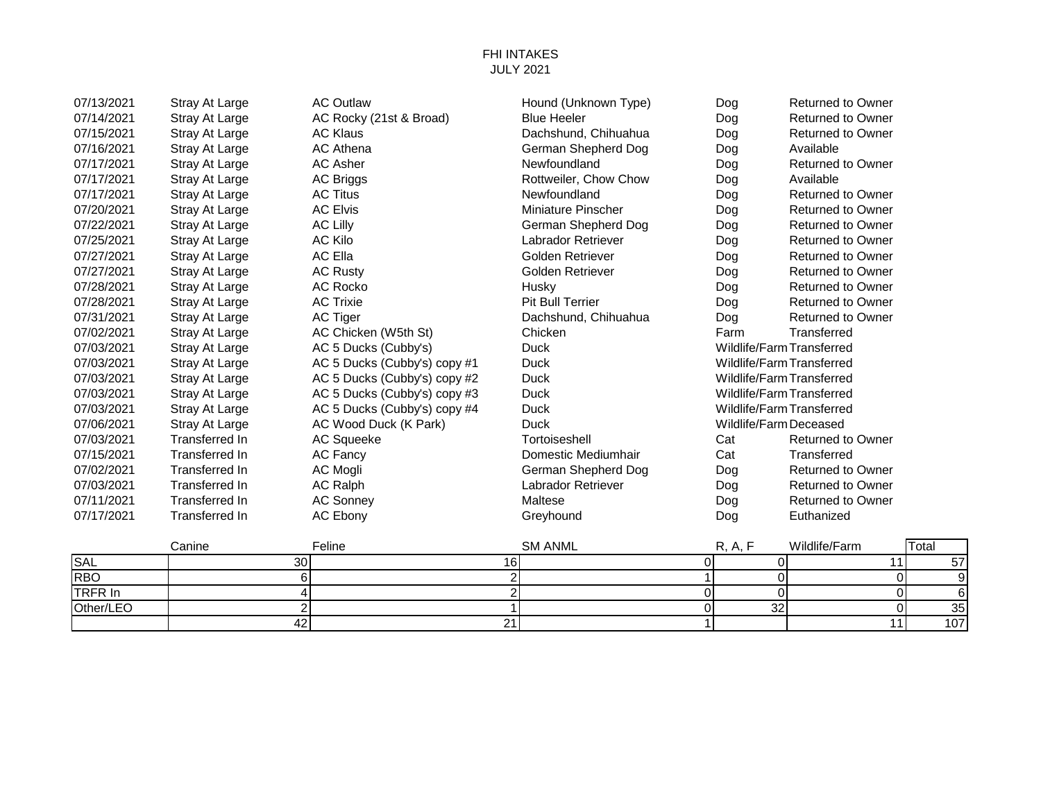# FHI INTAKES
## JULY 2021

| | | | | | |
|---|---|---|---|---|---|
| 07/13/2021 | Stray At Large | AC Outlaw | Hound (Unknown Type) | Dog | Returned to Owner |
| 07/14/2021 | Stray At Large | AC Rocky (21st & Broad) | Blue Heeler | Dog | Returned to Owner |
| 07/15/2021 | Stray At Large | AC Klaus | Dachshund, Chihuahua | Dog | Returned to Owner |
| 07/16/2021 | Stray At Large | AC Athena | German Shepherd Dog | Dog | Available |
| 07/17/2021 | Stray At Large | AC Asher | Newfoundland | Dog | Returned to Owner |
| 07/17/2021 | Stray At Large | AC Briggs | Rottweiler, Chow Chow | Dog | Available |
| 07/17/2021 | Stray At Large | AC Titus | Newfoundland | Dog | Returned to Owner |
| 07/20/2021 | Stray At Large | AC Elvis | Miniature Pinscher | Dog | Returned to Owner |
| 07/22/2021 | Stray At Large | AC Lilly | German Shepherd Dog | Dog | Returned to Owner |
| 07/25/2021 | Stray At Large | AC Kilo | Labrador Retriever | Dog | Returned to Owner |
| 07/27/2021 | Stray At Large | AC Ella | Golden Retriever | Dog | Returned to Owner |
| 07/27/2021 | Stray At Large | AC Rusty | Golden Retriever | Dog | Returned to Owner |
| 07/28/2021 | Stray At Large | AC Rocko | Husky | Dog | Returned to Owner |
| 07/28/2021 | Stray At Large | AC Trixie | Pit Bull Terrier | Dog | Returned to Owner |
| 07/31/2021 | Stray At Large | AC Tiger | Dachshund, Chihuahua | Dog | Returned to Owner |
| 07/02/2021 | Stray At Large | AC Chicken (W5th St) | Chicken | Farm | Transferred |
| 07/03/2021 | Stray At Large | AC 5 Ducks (Cubby's) | Duck | Wildlife/Farm | Transferred |
| 07/03/2021 | Stray At Large | AC 5 Ducks (Cubby's) copy #1 | Duck | Wildlife/Farm | Transferred |
| 07/03/2021 | Stray At Large | AC 5 Ducks (Cubby's) copy #2 | Duck | Wildlife/Farm | Transferred |
| 07/03/2021 | Stray At Large | AC 5 Ducks (Cubby's) copy #3 | Duck | Wildlife/Farm | Transferred |
| 07/03/2021 | Stray At Large | AC 5 Ducks (Cubby's) copy #4 | Duck | Wildlife/Farm | Transferred |
| 07/06/2021 | Stray At Large | AC Wood Duck (K Park) | Duck | Wildlife/Farm | Deceased |
| 07/03/2021 | Transferred In | AC Squeeke | Tortoiseshell | Cat | Returned to Owner |
| 07/15/2021 | Transferred In | AC Fancy | Domestic Mediumhair | Cat | Transferred |
| 07/02/2021 | Transferred In | AC Mogli | German Shepherd Dog | Dog | Returned to Owner |
| 07/03/2021 | Transferred In | AC Ralph | Labrador Retriever | Dog | Returned to Owner |
| 07/11/2021 | Transferred In | AC Sonney | Maltese | Dog | Returned to Owner |
| 07/17/2021 | Transferred In | AC Ebony | Greyhound | Dog | Euthanized |

| | Canine | Feline | SM ANML | R, A, F | Wildlife/Farm | Total |
|---|---|---|---|---|---|---|
| SAL | 30 | 16 | 0 | 0 | 11 | 57 |
| RBO | 6 | 2 | 1 | 0 | 0 | 9 |
| TRFR In | 4 | 2 | 0 | 0 | 0 | 6 |
| Other/LEO | 2 | 1 | 0 | 32 | 0 | 35 |
| | 42 | 21 | 1 | | 11 | 107 |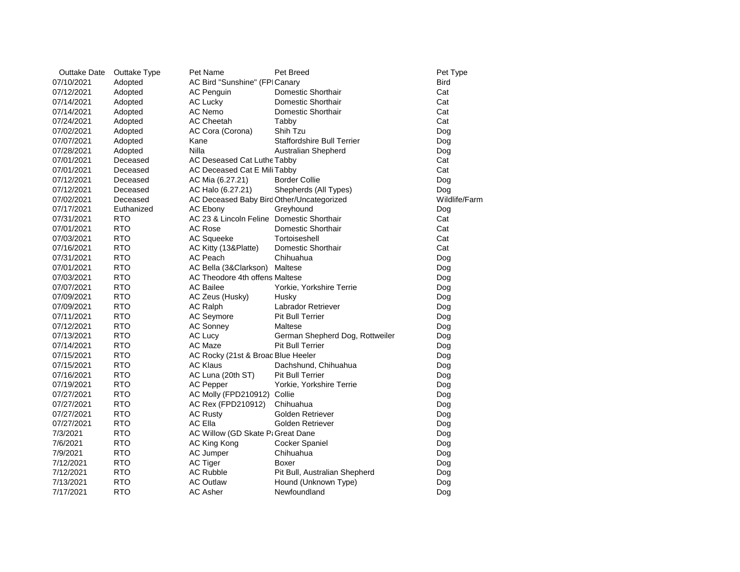| Outtake Date | Outtake Type | Pet Name | Pet Breed | Pet Type |
|---|---|---|---|---|
| 07/10/2021 | Adopted | AC Bird "Sunshine" (FPI | Canary | Bird |
| 07/12/2021 | Adopted | AC Penguin | Domestic Shorthair | Cat |
| 07/14/2021 | Adopted | AC Lucky | Domestic Shorthair | Cat |
| 07/14/2021 | Adopted | AC Nemo | Domestic Shorthair | Cat |
| 07/24/2021 | Adopted | AC Cheetah | Tabby | Cat |
| 07/02/2021 | Adopted | AC Cora (Corona) | Shih Tzu | Dog |
| 07/07/2021 | Adopted | Kane | Staffordshire Bull Terrier | Dog |
| 07/28/2021 | Adopted | Nilla | Australian Shepherd | Dog |
| 07/01/2021 | Deceased | AC Deseased Cat Luthe | Tabby | Cat |
| 07/01/2021 | Deceased | AC Deceased Cat E Mili | Tabby | Cat |
| 07/12/2021 | Deceased | AC Mia (6.27.21) | Border Collie | Dog |
| 07/12/2021 | Deceased | AC Halo (6.27.21) | Shepherds (All Types) | Dog |
| 07/02/2021 | Deceased | AC Deceased Baby Bird | Other/Uncategorized | Wildlife/Farm |
| 07/17/2021 | Euthanized | AC Ebony | Greyhound | Dog |
| 07/31/2021 | RTO | AC 23 & Lincoln Feline | Domestic Shorthair | Cat |
| 07/01/2021 | RTO | AC Rose | Domestic Shorthair | Cat |
| 07/03/2021 | RTO | AC Squeeke | Tortoiseshell | Cat |
| 07/16/2021 | RTO | AC Kitty (13&Platte) | Domestic Shorthair | Cat |
| 07/31/2021 | RTO | AC Peach | Chihuahua | Dog |
| 07/01/2021 | RTO | AC Bella (3&Clarkson) | Maltese | Dog |
| 07/03/2021 | RTO | AC Theodore 4th offens | Maltese | Dog |
| 07/07/2021 | RTO | AC Bailee | Yorkie, Yorkshire Terrie | Dog |
| 07/09/2021 | RTO | AC Zeus (Husky) | Husky | Dog |
| 07/09/2021 | RTO | AC Ralph | Labrador Retriever | Dog |
| 07/11/2021 | RTO | AC Seymore | Pit Bull Terrier | Dog |
| 07/12/2021 | RTO | AC Sonney | Maltese | Dog |
| 07/13/2021 | RTO | AC Lucy | German Shepherd Dog, Rottweiler | Dog |
| 07/14/2021 | RTO | AC Maze | Pit Bull Terrier | Dog |
| 07/15/2021 | RTO | AC Rocky (21st & Broad | Blue Heeler | Dog |
| 07/15/2021 | RTO | AC Klaus | Dachshund, Chihuahua | Dog |
| 07/16/2021 | RTO | AC Luna (20th ST) | Pit Bull Terrier | Dog |
| 07/19/2021 | RTO | AC Pepper | Yorkie, Yorkshire Terrie | Dog |
| 07/27/2021 | RTO | AC Molly (FPD210912) | Collie | Dog |
| 07/27/2021 | RTO | AC Rex (FPD210912) | Chihuahua | Dog |
| 07/27/2021 | RTO | AC Rusty | Golden Retriever | Dog |
| 07/27/2021 | RTO | AC Ella | Golden Retriever | Dog |
| 7/3/2021 | RTO | AC Willow (GD Skate Pa | Great Dane | Dog |
| 7/6/2021 | RTO | AC King Kong | Cocker Spaniel | Dog |
| 7/9/2021 | RTO | AC Jumper | Chihuahua | Dog |
| 7/12/2021 | RTO | AC Tiger | Boxer | Dog |
| 7/12/2021 | RTO | AC Rubble | Pit Bull, Australian Shepherd | Dog |
| 7/13/2021 | RTO | AC Outlaw | Hound (Unknown Type) | Dog |
| 7/17/2021 | RTO | AC Asher | Newfoundland | Dog |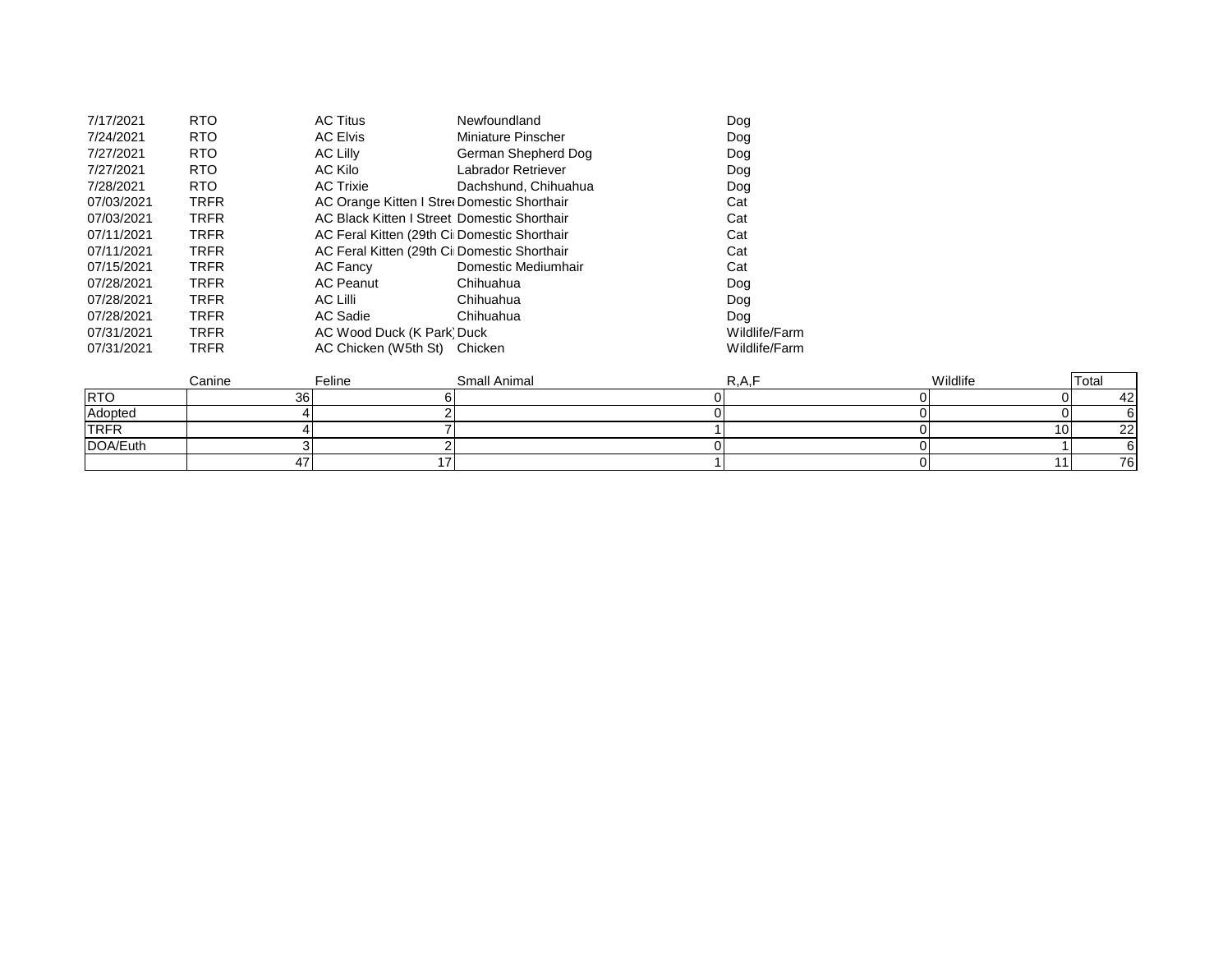| | | | | |
|---|---|---|---|---|
| 7/17/2021 | RTO | AC Titus | Newfoundland | Dog |
| 7/24/2021 | RTO | AC Elvis | Miniature Pinscher | Dog |
| 7/27/2021 | RTO | AC Lilly | German Shepherd Dog | Dog |
| 7/27/2021 | RTO | AC Kilo | Labrador Retriever | Dog |
| 7/28/2021 | RTO | AC Trixie | Dachshund, Chihuahua | Dog |
| 07/03/2021 | TRFR | AC Orange Kitten I Stre | Domestic Shorthair | Cat |
| 07/03/2021 | TRFR | AC Black Kitten I Street | Domestic Shorthair | Cat |
| 07/11/2021 | TRFR | AC Feral Kitten (29th Ci | Domestic Shorthair | Cat |
| 07/11/2021 | TRFR | AC Feral Kitten (29th Ci | Domestic Shorthair | Cat |
| 07/15/2021 | TRFR | AC Fancy | Domestic Mediumhair | Cat |
| 07/28/2021 | TRFR | AC Peanut | Chihuahua | Dog |
| 07/28/2021 | TRFR | AC Lilli | Chihuahua | Dog |
| 07/28/2021 | TRFR | AC Sadie | Chihuahua | Dog |
| 07/31/2021 | TRFR | AC Wood Duck (K Park) | Duck | Wildlife/Farm |
| 07/31/2021 | TRFR | AC Chicken (W5th St) | Chicken | Wildlife/Farm |

| | Canine | Feline | Small Animal | R,A,F | Wildlife | Total |
|---|---|---|---|---|---|---|
| RTO | 36 | 6 | 0 | 0 | 0 | 42 |
| Adopted | 4 | 2 | 0 | 0 | 0 | 6 |
| TRFR | 4 | 7 | 1 | 0 | 10 | 22 |
| DOA/Euth | 3 | 2 | 0 | 0 | 1 | 6 |
| | 47 | 17 | 1 | 0 | 11 | 76 |